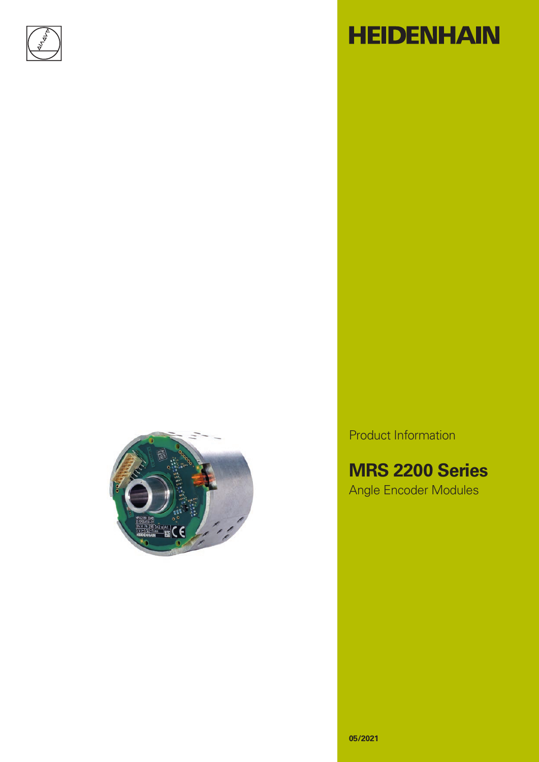HEIDENHAIN

Product Information

# MRS 2200 Series

Angle Encoder Modules

05/2021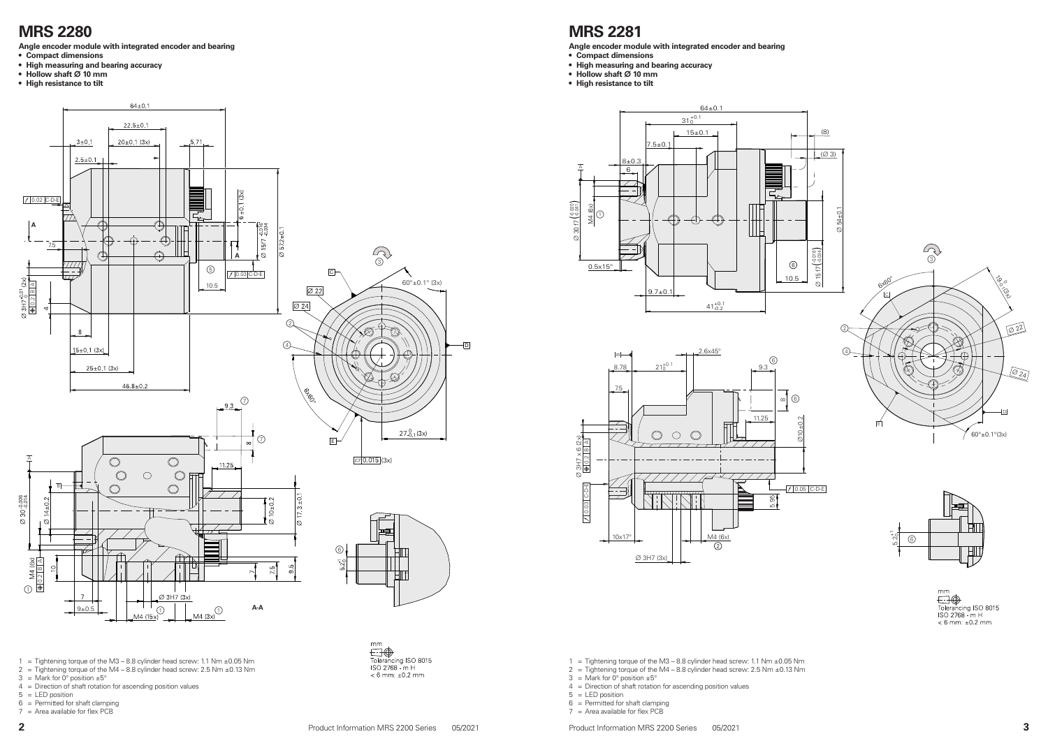# MRS 2280

**Angle encoder module with integrated encoder and bearing**

- **Compact dimensions**
- **High measuring and bearing accuracy**
- **Hollow shaft Ø 10 mm**
- **High resistance to tilt**

mm
Tolerancing ISO 8015
ISO 2768 - m H
< 6 mm: ±0.2 mm

1 = Tightening torque of the M3 – 8.8 cylinder head screw: 1.1 Nm ±0.05 Nm
2 = Tightening torque of the M4 – 8.8 cylinder head screw: 2.5 Nm ±0.13 Nm
3 = Mark for 0° position ±5°
4 = Direction of shaft rotation for ascending position values
5 = LED position
6 = Permitted for shaft clamping
7 = Area available for flex PCB

# MRS 2281

**Angle encoder module with integrated encoder and bearing**

- **Compact dimensions**
- **High measuring and bearing accuracy**
- **Hollow shaft Ø 10 mm**
- **High resistance to tilt**

mm
Tolerancing ISO 8015
ISO 2768 - m H
< 6 mm: ±0.2 mm

1 = Tightening torque of the M3 – 8.8 cylinder head screw: 1.1 Nm ±0.05 Nm
2 = Tightening torque of the M4 – 8.8 cylinder head screw: 2.5 Nm ±0.13 Nm
3 = Mark for 0° position ±5°
4 = Direction of shaft rotation for ascending position values
5 = LED position
6 = Permitted for shaft clamping
7 = Area available for flex PCB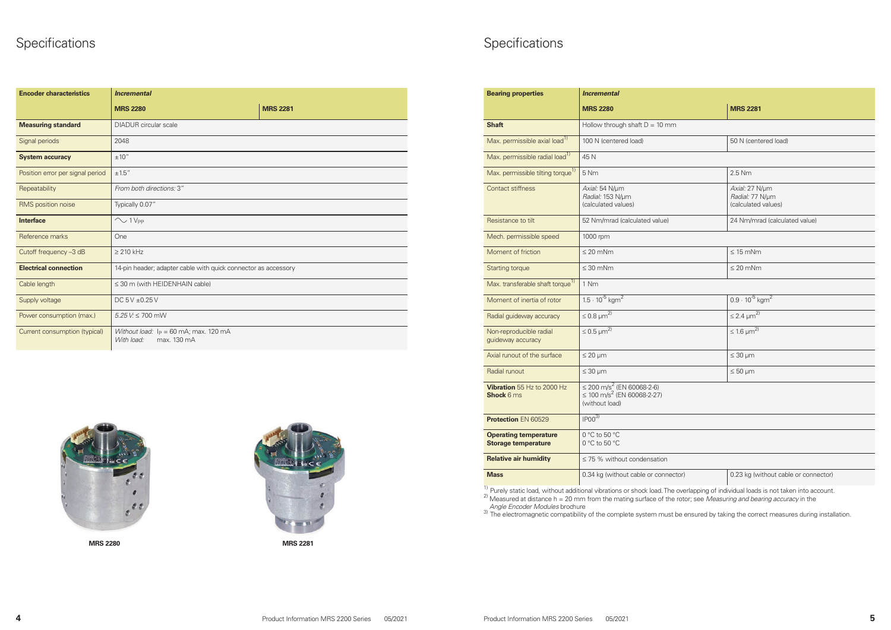# Specifications

| Encoder characteristics | *Incremental* | |
|---|---|---|
| | **MRS 2280** | **MRS 2281** |
| **Measuring standard** | DIADUR circular scale | |
| Signal periods | 2048 | |
| **System accuracy** | ±10" | |
| Position error per signal period | ±1.5" | |
| Repeatability | *From both directions:* 3" | |
| RMS position noise | Typically 0.07" | |
| **Interface** | ∿ 1 $V_{PP}$ | |
| Reference marks | One | |
| Cutoff frequency –3 dB | ≥ 210 kHz | |
| **Electrical connection** | 14-pin header; adapter cable with quick connector as accessory | |
| Cable length | ≤ 30 m (with HEIDENHAIN cable) | |
| Supply voltage | DC 5 V ±0.25 V | |
| Power consumption (max.) | *5.25 V:* ≤ 700 mW | |
| Current consumption (typical) | *Without load:* $I_P$ = 60 mA; max. 120 mA<br>*With load:* max. 130 mA | |

MRS 2280

MRS 2281

# Specifications

| Bearing properties | *Incremental* | |
|---|---|---|
| | **MRS 2280** | **MRS 2281** |
| **Shaft** | Hollow through shaft D = 10 mm | |
| Max. permissible axial load[1] | 100 N (centered load) | 50 N (centered load) |
| Max. permissible radial load[1] | 45 N | |
| Max. permissible tilting torque[1] | 5 Nm | 2.5 Nm |
| Contact stiffness | *Axial:* 54 N/µm<br>*Radial:* 153 N/µm<br>(calculated values) | *Axial:* 27 N/µm<br>*Radial:* 77 N/µm<br>(calculated values) |
| Resistance to tilt | 52 Nm/mrad (calculated value) | 24 Nm/mrad (calculated value) |
| Mech. permissible speed | 1000 rpm | |
| Moment of friction | ≤ 20 mNm | ≤ 15 mNm |
| Starting torque | ≤ 30 mNm | ≤ 20 mNm |
| Max. transferable shaft torque[1] | 1 Nm | |
| Moment of inertia of rotor | $1.5 \cdot 10^{-5}$ $kgm^2$ | $0.9 \cdot 10^{-5}$ $kgm^2$ |
| Radial guideway accuracy | ≤ 0.8 µm[2] | ≤ 2.4 µm[2] |
| Non-reproducible radial guideway accuracy | ≤ 0.5 µm[2] | ≤ 1.6 µm[2] |
| Axial runout of the surface | ≤ 20 µm | ≤ 30 µm |
| Radial runout | ≤ 30 µm | ≤ 50 µm |
| **Vibration** 55 Hz to 2000 Hz<br>**Shock** 6 ms | ≤ 200 $m/s^2$ (EN 60068-2-6)<br>≤ 100 $m/s^2$ (EN 60068-2-27)<br>(without load) | |
| **Protection** EN 60529 | IP00[3] | |
| **Operating temperature**<br>**Storage temperature** | 0 °C to 50 °C<br>0 °C to 50 °C | |
| **Relative air humidity** | ≤ 75 % without condensation | |
| **Mass** | 0.34 kg (without cable or connector) | 0.23 kg (without cable or connector) |

[1] Purely static load, without additional vibrations or shock load. The overlapping of individual loads is not taken into account.
[2] Measured at distance h = 20 mm from the mating surface of the rotor; see *Measuring and bearing accuracy* in the *Angle Encoder Modules* brochure
[3] The electromagnetic compatibility of the complete system must be ensured by taking the correct measures during installation.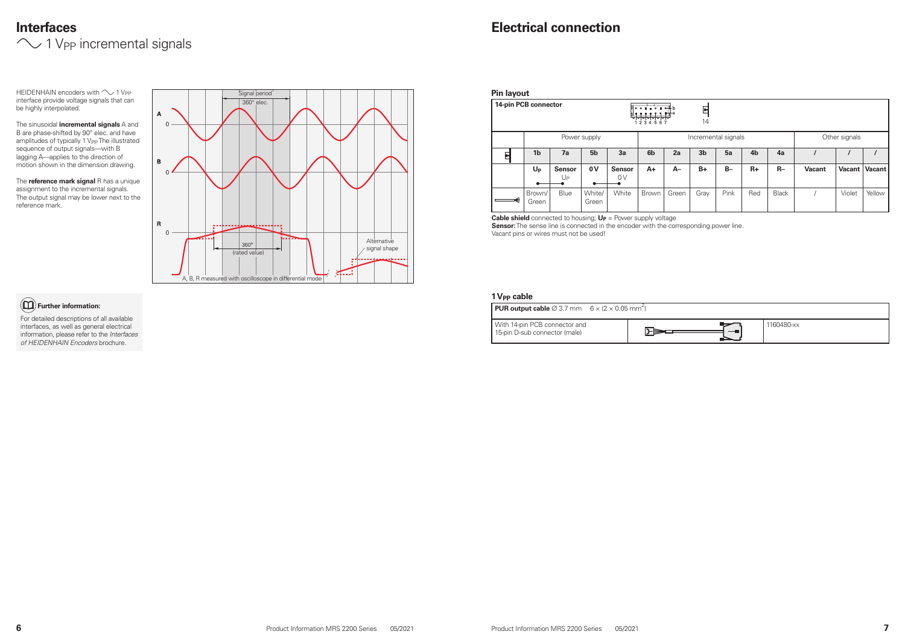# Interfaces

## 1 $V_{PP}$ incremental signals

HEIDENHAIN encoders with 1 $V_{PP}$ interface provide voltage signals that can be highly interpolated.

The sinusoidal **incremental signals** A and B are phase-shifted by 90° elec. and have amplitudes of typically 1 $V_{PP}$. The illustrated sequence of output signals—with B lagging A—applies to the direction of motion shown in the dimension drawing.

The **reference mark signal** R has a unique assignment to the incremental signals. The output signal may be lower next to the reference mark.

**Further information:**

For detailed descriptions of all available interfaces, as well as general electrical information, please refer to the *Interfaces of HEIDENHAIN Encoders* brochure.

# Electrical connection

### Pin layout

**14-pin PCB connector**

| | Power supply | | | | Incremental signals | | | | | | Other signals | | |
|---|---|---|---|---|---|---|---|---|---|---|---|---|---|
| | 1b | 7a | 5b | 3a | 6b | 2a | 3b | 5a | 4b | 4a | / | / | / |
| | **$U_P$** | **Sensor** $U_P$ | **0 V** | **Sensor** 0 V | **A+** | **A–** | **B+** | **B–** | **R+** | **R–** | **Vacant** | **Vacant** | **Vacant** |
| | Brown/Green | Blue | White/Green | White | Brown | Green | Gray | Pink | Red | Black | / | Violet | Yellow |

**Cable shield** connected to housing; **$U_P$** = Power supply voltage
**Sensor:** The sense line is connected in the encoder with the corresponding power line.
Vacant pins or wires must not be used!

### 1 $V_{PP}$ cable

| **PUR output cable** Ø 3.7 mm 6 × (2 × 0.05 mm²) | | |
|---|---|---|
| With 14-pin PCB connector and 15-pin D-sub connector (male) | | 1160480-xx |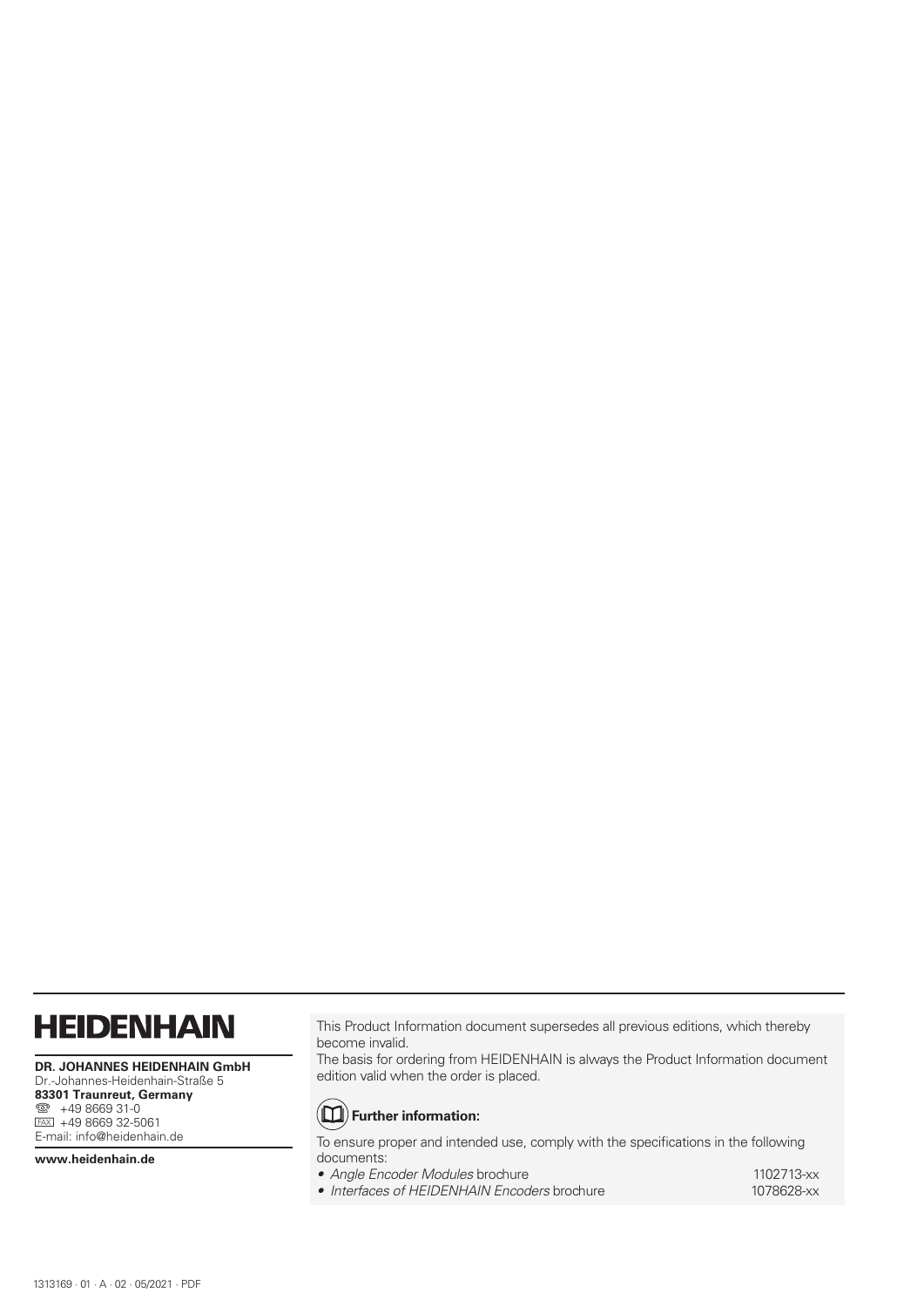**HEIDENHAIN**

**DR. JOHANNES HEIDENHAIN GmbH**
Dr.-Johannes-Heidenhain-Straße 5
**83301 Traunreut, Germany**
☎ +49 8669 31-0
FAX +49 8669 32-5061
E-mail: info@heidenhain.de

**www.heidenhain.de**

This Product Information document supersedes all previous editions, which thereby become invalid.
The basis for ordering from HEIDENHAIN is always the Product Information document edition valid when the order is placed.

**Further information:**

To ensure proper and intended use, comply with the specifications in the following documents:

- *Angle Encoder Modules* brochure 1102713-xx
- *Interfaces of HEIDENHAIN Encoders* brochure 1078628-xx

1313169 · 01 · A · 02 · 05/2021 · PDF